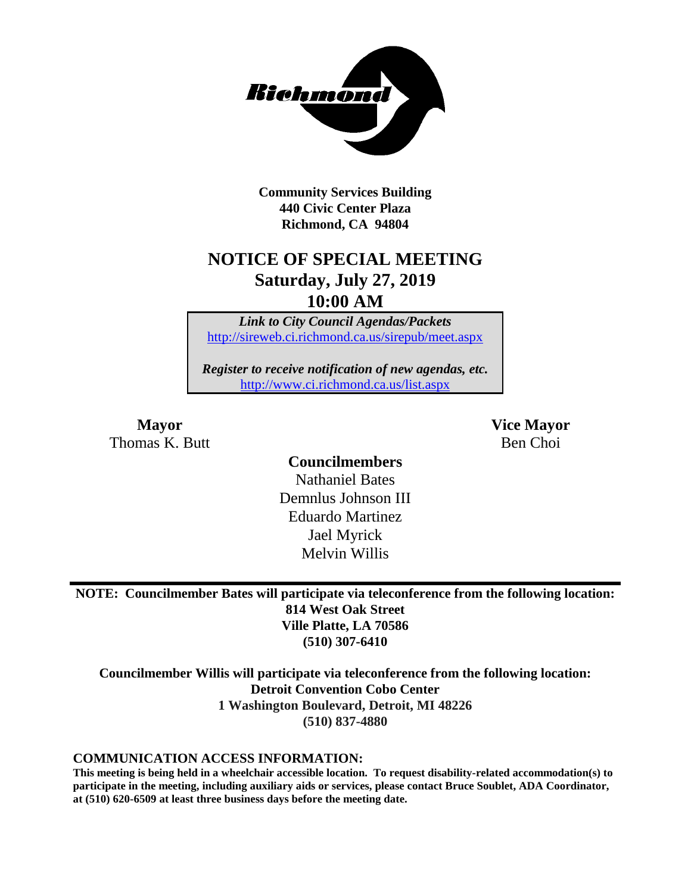**Community Services Building**
**440 Civic Center Plaza**
**Richmond, CA 94804**

# NOTICE OF SPECIAL MEETING
## Saturday, July 27, 2019
## 10:00 AM

***Link to City Council Agendas/Packets***
http://sireweb.ci.richmond.ca.us/sirepub/meet.aspx

***Register to receive notification of new agendas, etc.***
http://www.ci.richmond.ca.us/list.aspx

**Mayor**
Thomas K. Butt

**Vice Mayor**
Ben Choi

**Councilmembers**
Nathaniel Bates
Demnlus Johnson III
Eduardo Martinez
Jael Myrick
Melvin Willis

---

**NOTE: Councilmember Bates will participate via teleconference from the following location:**
**814 West Oak Street**
**Ville Platte, LA 70586**
**(510) 307-6410**

**Councilmember Willis will participate via teleconference from the following location:**
**Detroit Convention Cobo Center**
**1 Washington Boulevard, Detroit, MI 48226**
**(510) 837-4880**

**COMMUNICATION ACCESS INFORMATION:**
**This meeting is being held in a wheelchair accessible location. To request disability-related accommodation(s) to participate in the meeting, including auxiliary aids or services, please contact Bruce Soublet, ADA Coordinator, at (510) 620-6509 at least three business days before the meeting date.**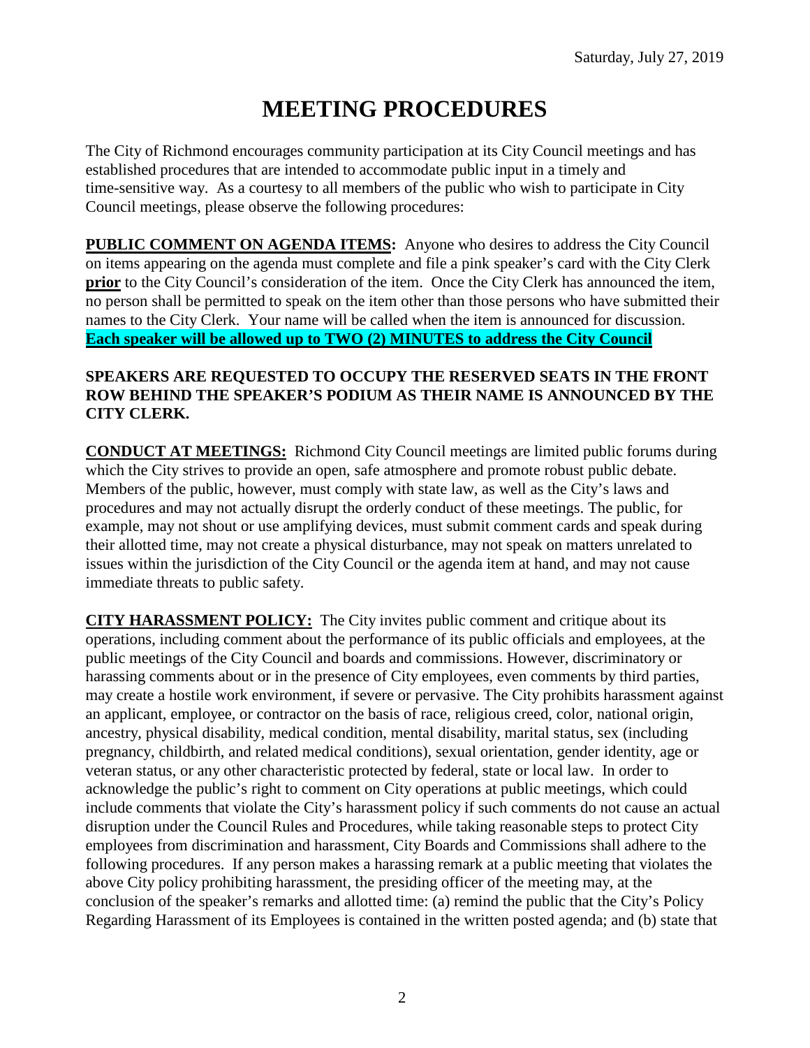Saturday, July 27, 2019

# MEETING PROCEDURES

The City of Richmond encourages community participation at its City Council meetings and has established procedures that are intended to accommodate public input in a timely and time-sensitive way. As a courtesy to all members of the public who wish to participate in City Council meetings, please observe the following procedures:

**PUBLIC COMMENT ON AGENDA ITEMS:** Anyone who desires to address the City Council on items appearing on the agenda must complete and file a pink speaker's card with the City Clerk **prior** to the City Council's consideration of the item. Once the City Clerk has announced the item, no person shall be permitted to speak on the item other than those persons who have submitted their names to the City Clerk. Your name will be called when the item is announced for discussion. **Each speaker will be allowed up to TWO (2) MINUTES to address the City Council**

**SPEAKERS ARE REQUESTED TO OCCUPY THE RESERVED SEATS IN THE FRONT ROW BEHIND THE SPEAKER'S PODIUM AS THEIR NAME IS ANNOUNCED BY THE CITY CLERK.**

**CONDUCT AT MEETINGS:** Richmond City Council meetings are limited public forums during which the City strives to provide an open, safe atmosphere and promote robust public debate. Members of the public, however, must comply with state law, as well as the City's laws and procedures and may not actually disrupt the orderly conduct of these meetings. The public, for example, may not shout or use amplifying devices, must submit comment cards and speak during their allotted time, may not create a physical disturbance, may not speak on matters unrelated to issues within the jurisdiction of the City Council or the agenda item at hand, and may not cause immediate threats to public safety.

**CITY HARASSMENT POLICY:** The City invites public comment and critique about its operations, including comment about the performance of its public officials and employees, at the public meetings of the City Council and boards and commissions. However, discriminatory or harassing comments about or in the presence of City employees, even comments by third parties, may create a hostile work environment, if severe or pervasive. The City prohibits harassment against an applicant, employee, or contractor on the basis of race, religious creed, color, national origin, ancestry, physical disability, medical condition, mental disability, marital status, sex (including pregnancy, childbirth, and related medical conditions), sexual orientation, gender identity, age or veteran status, or any other characteristic protected by federal, state or local law. In order to acknowledge the public's right to comment on City operations at public meetings, which could include comments that violate the City's harassment policy if such comments do not cause an actual disruption under the Council Rules and Procedures, while taking reasonable steps to protect City employees from discrimination and harassment, City Boards and Commissions shall adhere to the following procedures. If any person makes a harassing remark at a public meeting that violates the above City policy prohibiting harassment, the presiding officer of the meeting may, at the conclusion of the speaker's remarks and allotted time: (a) remind the public that the City's Policy Regarding Harassment of its Employees is contained in the written posted agenda; and (b) state that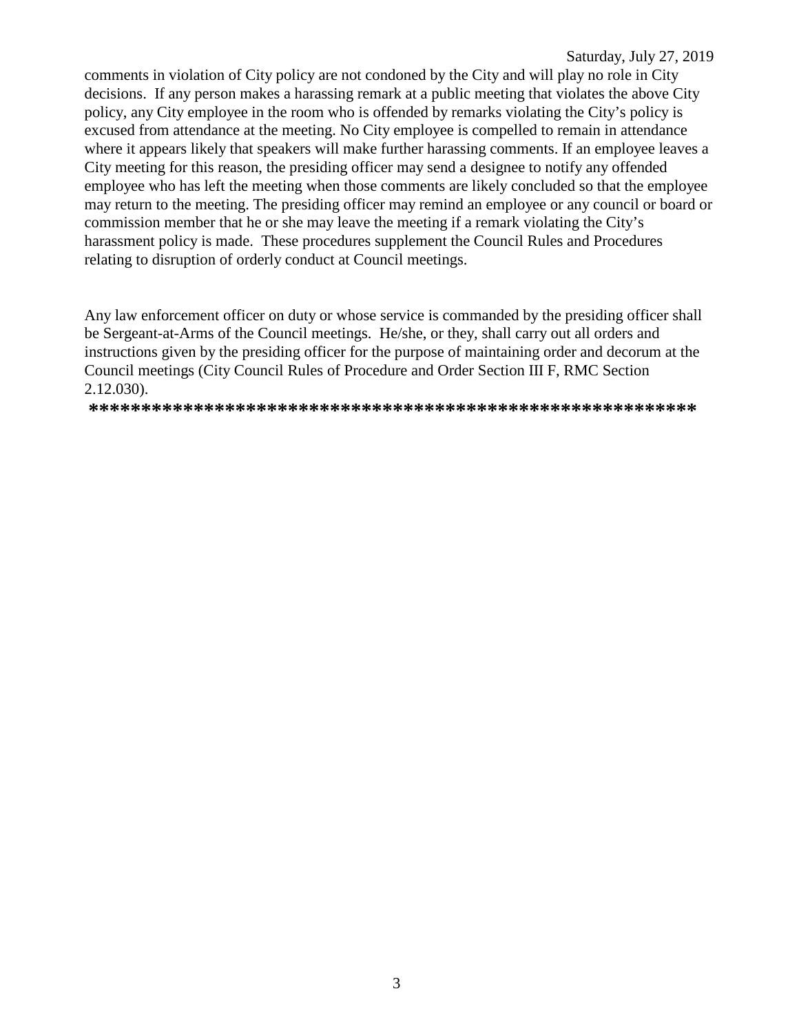comments in violation of City policy are not condoned by the City and will play no role in City decisions. If any person makes a harassing remark at a public meeting that violates the above City policy, any City employee in the room who is offended by remarks violating the City's policy is excused from attendance at the meeting. No City employee is compelled to remain in attendance where it appears likely that speakers will make further harassing comments. If an employee leaves a City meeting for this reason, the presiding officer may send a designee to notify any offended employee who has left the meeting when those comments are likely concluded so that the employee may return to the meeting. The presiding officer may remind an employee or any council or board or commission member that he or she may leave the meeting if a remark violating the City's harassment policy is made. These procedures supplement the Council Rules and Procedures relating to disruption of orderly conduct at Council meetings.

Any law enforcement officer on duty or whose service is commanded by the presiding officer shall be Sergeant-at-Arms of the Council meetings. He/she, or they, shall carry out all orders and instructions given by the presiding officer for the purpose of maintaining order and decorum at the Council meetings (City Council Rules of Procedure and Order Section III F, RMC Section 2.12.030).

**********************************************************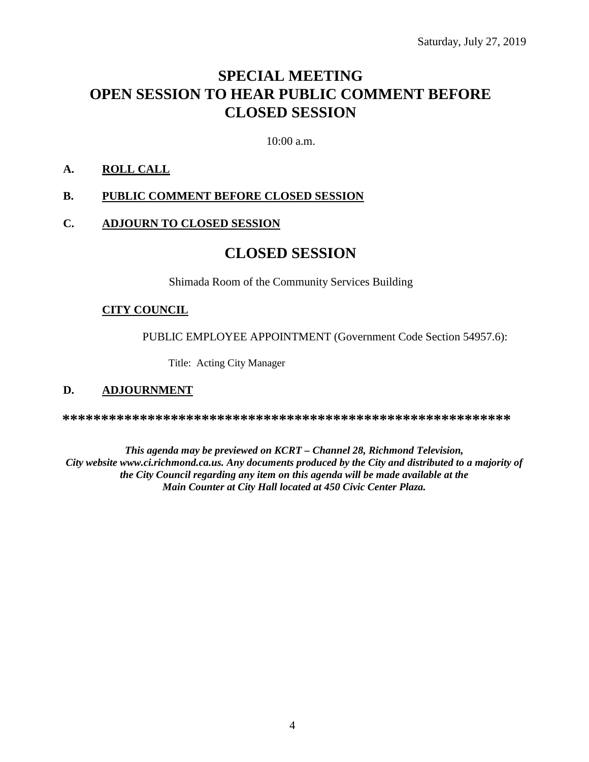Saturday, July 27, 2019

# SPECIAL MEETING
# OPEN SESSION TO HEAR PUBLIC COMMENT BEFORE CLOSED SESSION

10:00 a.m.

**A. ROLL CALL**

**B. PUBLIC COMMENT BEFORE CLOSED SESSION**

**C. ADJOURN TO CLOSED SESSION**

# CLOSED SESSION

Shimada Room of the Community Services Building

**CITY COUNCIL**

PUBLIC EMPLOYEE APPOINTMENT (Government Code Section 54957.6):

Title: Acting City Manager

**D. ADJOURNMENT**

**\*\*\*\*\*\*\*\*\*\*\*\*\*\*\*\*\*\*\*\*\*\*\*\*\*\*\*\*\*\*\*\*\*\*\*\*\*\*\*\*\*\*\*\*\*\*\*\*\*\*\*\*\*\*\*\*\*\*\*\***

***This agenda may be previewed on KCRT – Channel 28, Richmond Television, City website www.ci.richmond.ca.us. Any documents produced by the City and distributed to a majority of the City Council regarding any item on this agenda will be made available at the Main Counter at City Hall located at 450 Civic Center Plaza.***